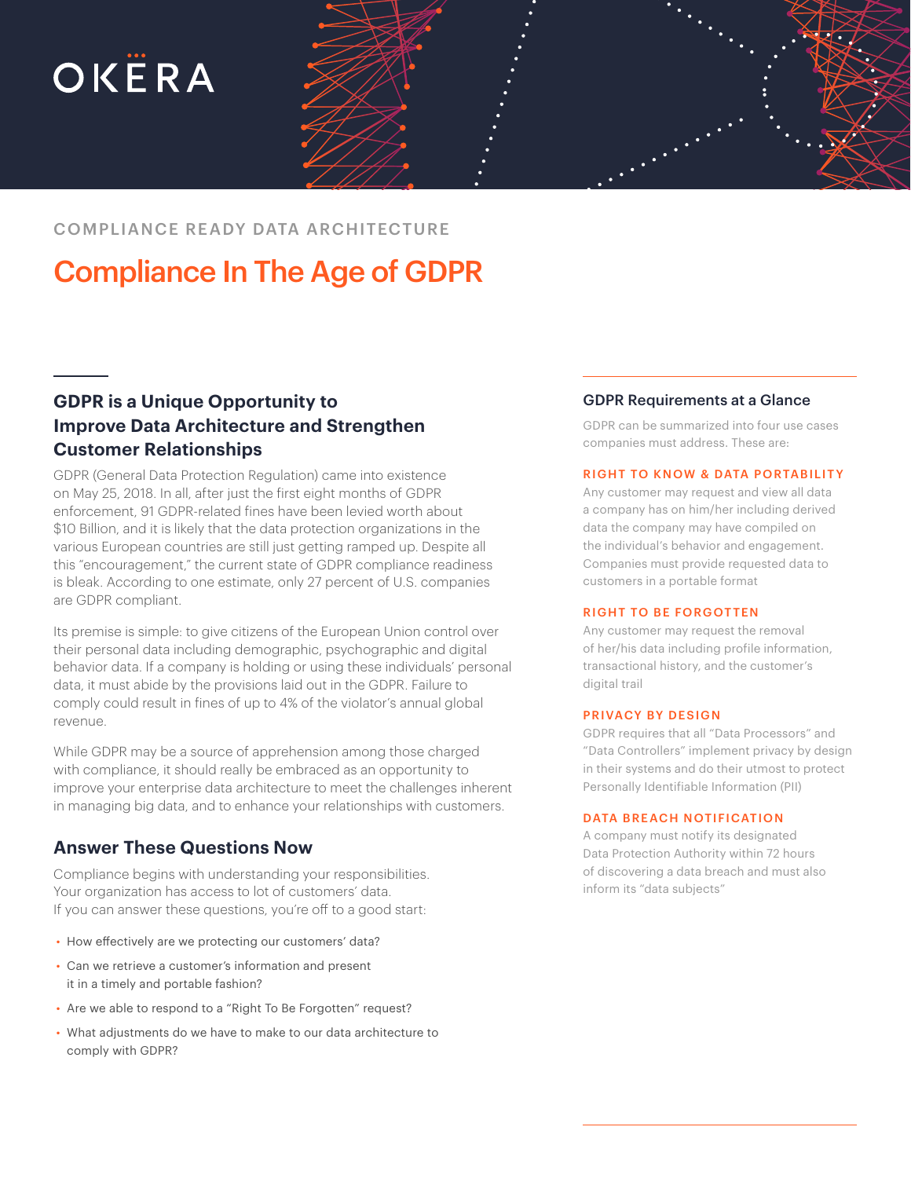OKERA

COMPLIANCE READY DATA ARCHITECTURE

# Compliance In The Age of GDPR

## GDPR is a Unique Opportunity to Improve Data Architecture and Strengthen Customer Relationships

GDPR (General Data Protection Regulation) came into existence on May 25, 2018. In all, after just the first eight months of GDPR enforcement, 91 GDPR-related fines have been levied worth about $10 Billion, and it is likely that the data protection organizations in the various European countries are still just getting ramped up. Despite all this "encouragement," the current state of GDPR compliance readiness is bleak. According to one estimate, only 27 percent of U.S. companies are GDPR compliant.

Its premise is simple: to give citizens of the European Union control over their personal data including demographic, psychographic and digital behavior data. If a company is holding or using these individuals' personal data, it must abide by the provisions laid out in the GDPR. Failure to comply could result in fines of up to 4% of the violator's annual global revenue.

While GDPR may be a source of apprehension among those charged with compliance, it should really be embraced as an opportunity to improve your enterprise data architecture to meet the challenges inherent in managing big data, and to enhance your relationships with customers.

## Answer These Questions Now

Compliance begins with understanding your responsibilities. Your organization has access to lot of customers' data. If you can answer these questions, you're off to a good start:

- How effectively are we protecting our customers' data?
- Can we retrieve a customer's information and present it in a timely and portable fashion?
- Are we able to respond to a "Right To Be Forgotten" request?
- What adjustments do we have to make to our data architecture to comply with GDPR?

## GDPR Requirements at a Glance

GDPR can be summarized into four use cases companies must address. These are:

### RIGHT TO KNOW & DATA PORTABILITY

Any customer may request and view all data a company has on him/her including derived data the company may have compiled on the individual's behavior and engagement. Companies must provide requested data to customers in a portable format

### RIGHT TO BE FORGOTTEN

Any customer may request the removal of her/his data including profile information, transactional history, and the customer's digital trail

### PRIVACY BY DESIGN

GDPR requires that all "Data Processors" and "Data Controllers" implement privacy by design in their systems and do their utmost to protect Personally Identifiable Information (PII)

### DATA BREACH NOTIFICATION

A company must notify its designated Data Protection Authority within 72 hours of discovering a data breach and must also inform its "data subjects"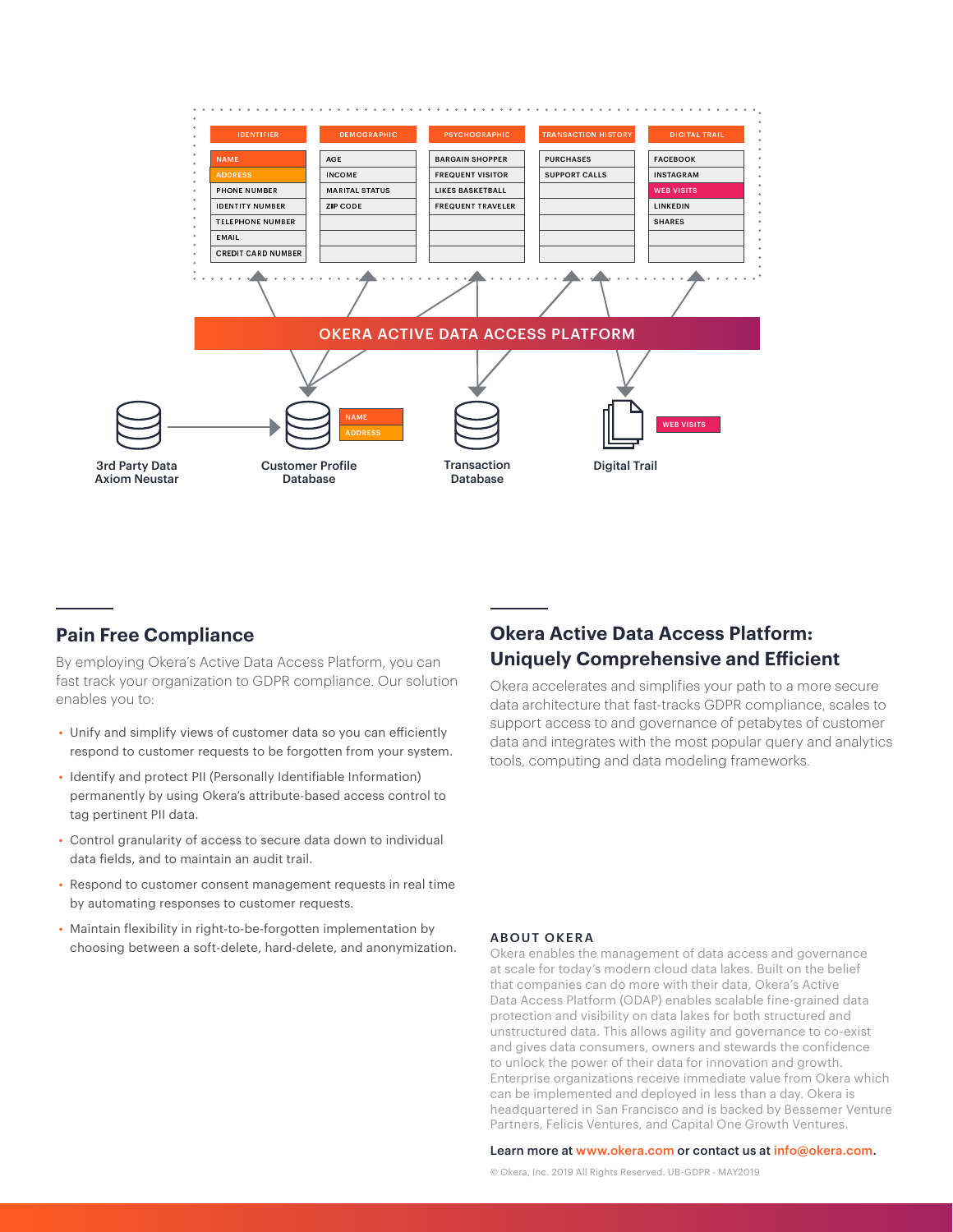IDENTIFIER

NAME
ADDRESS
PHONE NUMBER
IDENTITY NUMBER
TELEPHONE NUMBER
EMAIL
CREDIT CARD NUMBER

DEMOGRAPHIC

AGE
INCOME
MARITAL STATUS
ZIP CODE

PSYCHOGRAPHIC

BARGAIN SHOPPER
FREQUENT VISITOR
LIKES BASKETBALL
FREQUENT TRAVELER

TRANSACTION HISTORY

PURCHASES
SUPPORT CALLS

DIGITAL TRAIL

FACEBOOK
INSTAGRAM
WEB VISITS
LINKEDIN
SHARES

OKERA ACTIVE DATA ACCESS PLATFORM

3rd Party Data
Axiom Neustar

Customer Profile
Database

NAME
ADDRESS

Transaction
Database

Digital Trail

WEB VISITS

## Pain Free Compliance

By employing Okera's Active Data Access Platform, you can fast track your organization to GDPR compliance. Our solution enables you to:

- Unify and simplify views of customer data so you can efficiently respond to customer requests to be forgotten from your system.
- Identify and protect PII (Personally Identifiable Information) permanently by using Okera's attribute-based access control to tag pertinent PII data.
- Control granularity of access to secure data down to individual data fields, and to maintain an audit trail.
- Respond to customer consent management requests in real time by automating responses to customer requests.
- Maintain flexibility in right-to-be-forgotten implementation by choosing between a soft-delete, hard-delete, and anonymization.

## Okera Active Data Access Platform: Uniquely Comprehensive and Efficient

Okera accelerates and simplifies your path to a more secure data architecture that fast-tracks GDPR compliance, scales to support access to and governance of petabytes of customer data and integrates with the most popular query and analytics tools, computing and data modeling frameworks.

### ABOUT OKERA

Okera enables the management of data access and governance at scale for today's modern cloud data lakes. Built on the belief that companies can do more with their data, Okera's Active Data Access Platform (ODAP) enables scalable fine-grained data protection and visibility on data lakes for both structured and unstructured data. This allows agility and governance to co-exist and gives data consumers, owners and stewards the confidence to unlock the power of their data for innovation and growth. Enterprise organizations receive immediate value from Okera which can be implemented and deployed in less than a day. Okera is headquartered in San Francisco and is backed by Bessemer Venture Partners, Felicis Ventures, and Capital One Growth Ventures.

**Learn more at www.okera.com or contact us at info@okera.com.**

© Okera, Inc. 2019 All Rights Reserved. UB-GDPR - MAY2019